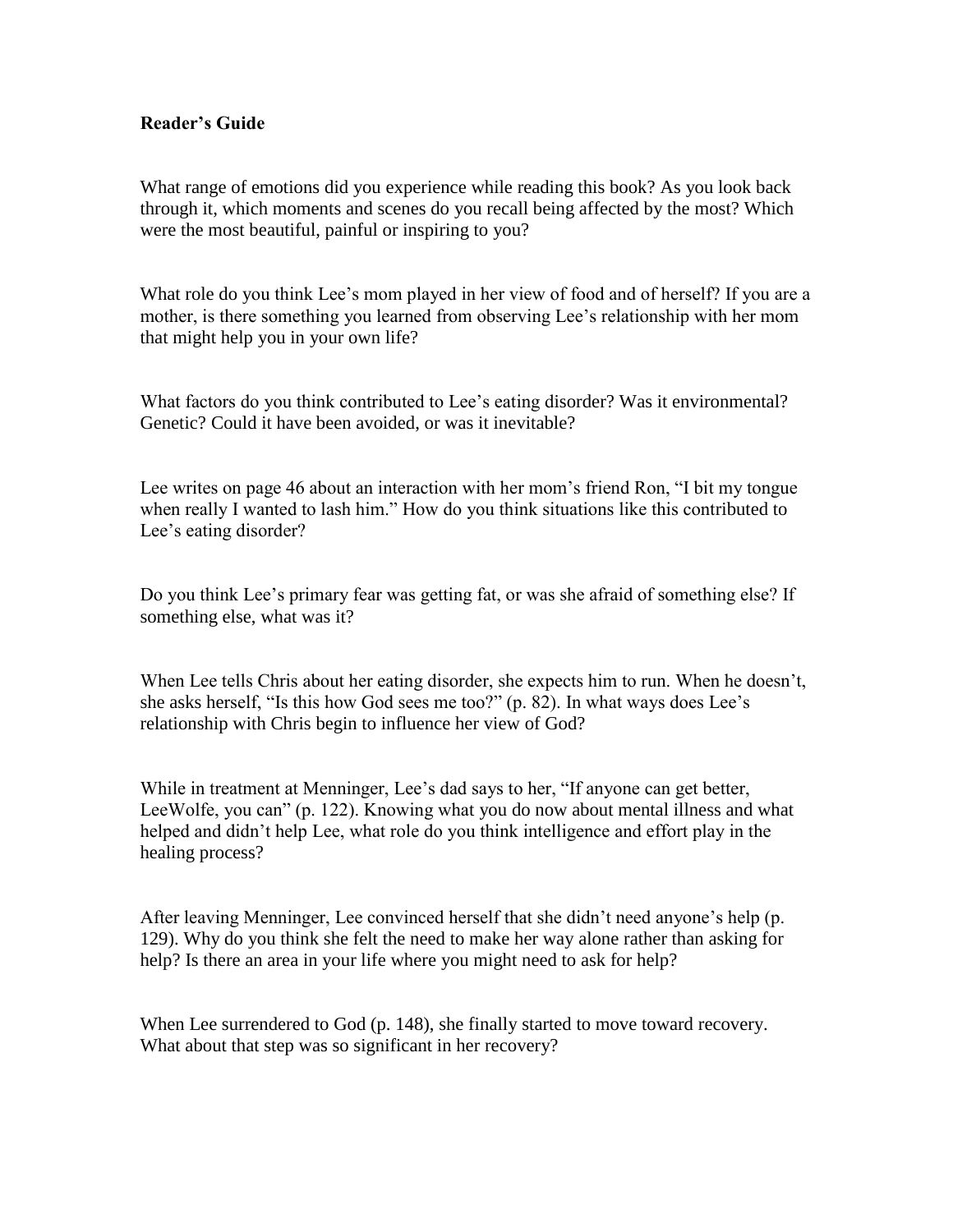**Reader's Guide**

What range of emotions did you experience while reading this book? As you look back through it, which moments and scenes do you recall being affected by the most? Which were the most beautiful, painful or inspiring to you?

What role do you think Lee's mom played in her view of food and of herself? If you are a mother, is there something you learned from observing Lee's relationship with her mom that might help you in your own life?

What factors do you think contributed to Lee's eating disorder? Was it environmental? Genetic? Could it have been avoided, or was it inevitable?

Lee writes on page 46 about an interaction with her mom's friend Ron, "I bit my tongue when really I wanted to lash him." How do you think situations like this contributed to Lee's eating disorder?

Do you think Lee's primary fear was getting fat, or was she afraid of something else? If something else, what was it?

When Lee tells Chris about her eating disorder, she expects him to run. When he doesn't, she asks herself, "Is this how God sees me too?" (p. 82). In what ways does Lee's relationship with Chris begin to influence her view of God?

While in treatment at Menninger, Lee's dad says to her, "If anyone can get better, LeeWolfe, you can" (p. 122). Knowing what you do now about mental illness and what helped and didn't help Lee, what role do you think intelligence and effort play in the healing process?

After leaving Menninger, Lee convinced herself that she didn't need anyone's help (p. 129). Why do you think she felt the need to make her way alone rather than asking for help? Is there an area in your life where you might need to ask for help?

When Lee surrendered to God (p. 148), she finally started to move toward recovery. What about that step was so significant in her recovery?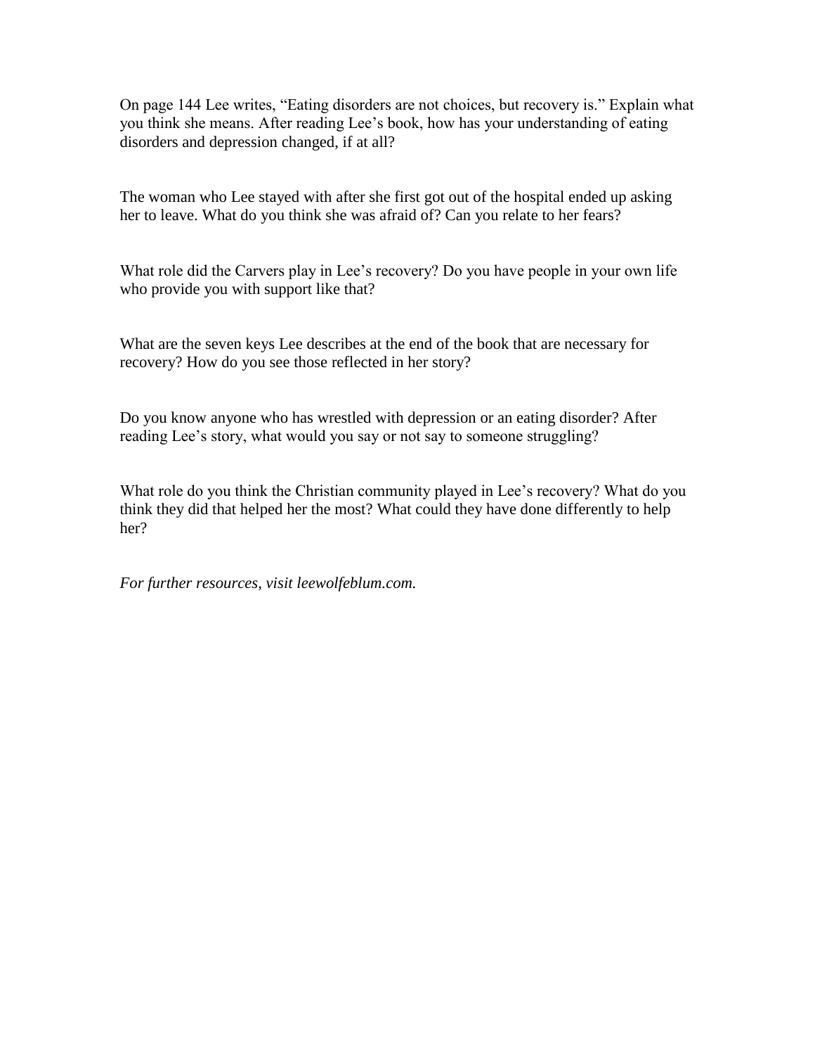On page 144 Lee writes, “Eating disorders are not choices, but recovery is.” Explain what you think she means. After reading Lee’s book, how has your understanding of eating disorders and depression changed, if at all?

The woman who Lee stayed with after she first got out of the hospital ended up asking her to leave. What do you think she was afraid of? Can you relate to her fears?

What role did the Carvers play in Lee’s recovery? Do you have people in your own life who provide you with support like that?

What are the seven keys Lee describes at the end of the book that are necessary for recovery? How do you see those reflected in her story?

Do you know anyone who has wrestled with depression or an eating disorder? After reading Lee’s story, what would you say or not say to someone struggling?

What role do you think the Christian community played in Lee’s recovery? What do you think they did that helped her the most? What could they have done differently to help her?

*For further resources, visit leewolfeblum.com.*